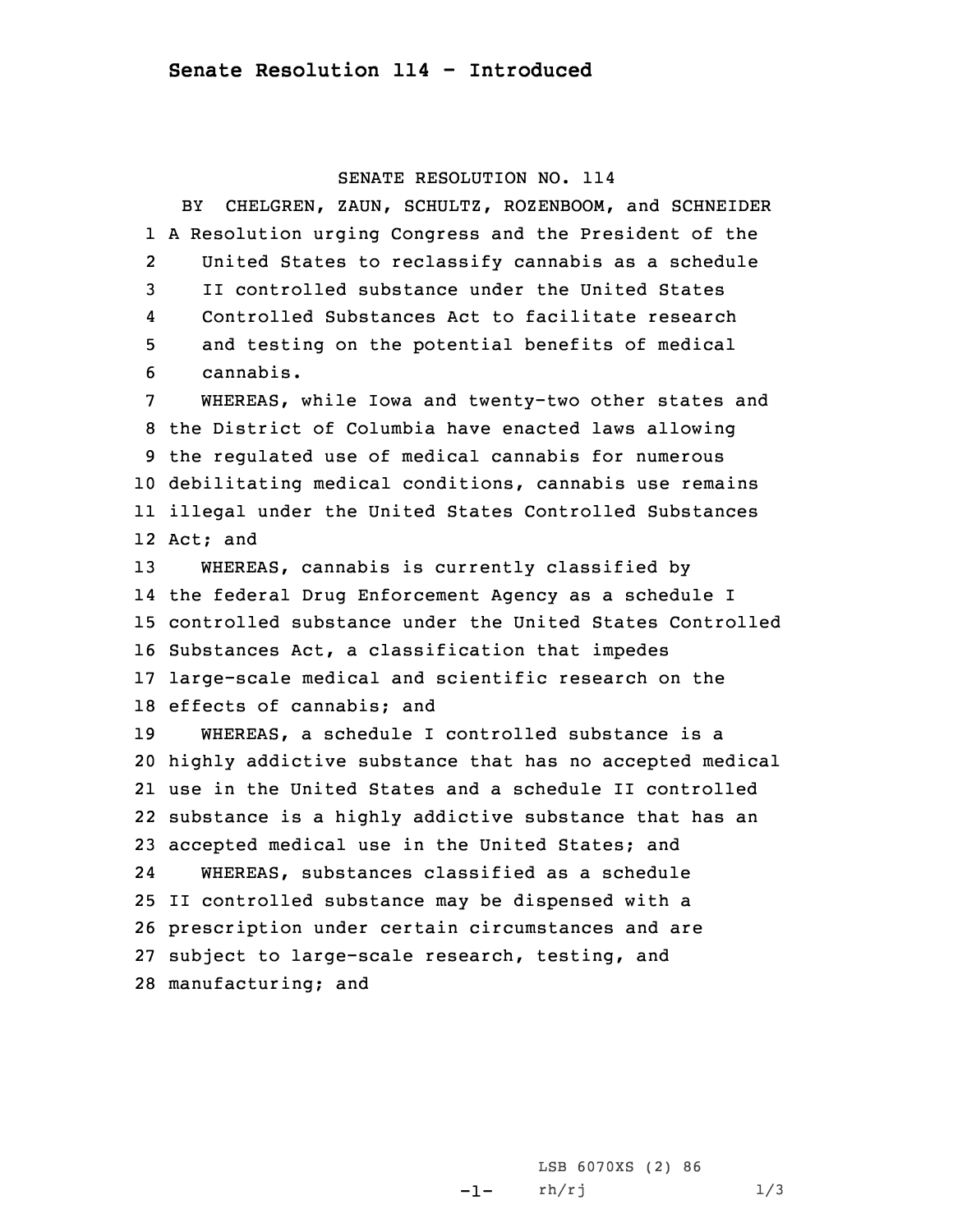# Senate Resolution 114 - Introduced

SENATE RESOLUTION NO. 114

BY CHELGREN, ZAUN, SCHULTZ, ROZENBOOM, and SCHNEIDER

A Resolution urging Congress and the President of the United States to reclassify cannabis as a schedule II controlled substance under the United States Controlled Substances Act to facilitate research and testing on the potential benefits of medical cannabis.

WHEREAS, while Iowa and twenty-two other states and the District of Columbia have enacted laws allowing the regulated use of medical cannabis for numerous debilitating medical conditions, cannabis use remains illegal under the United States Controlled Substances Act; and

WHEREAS, cannabis is currently classified by the federal Drug Enforcement Agency as a schedule I controlled substance under the United States Controlled Substances Act, a classification that impedes large-scale medical and scientific research on the effects of cannabis; and

WHEREAS, a schedule I controlled substance is a highly addictive substance that has no accepted medical use in the United States and a schedule II controlled substance is a highly addictive substance that has an accepted medical use in the United States; and

WHEREAS, substances classified as a schedule II controlled substance may be dispensed with a prescription under certain circumstances and are subject to large-scale research, testing, and manufacturing; and

LSB 6070XS (2) 86
rh/rj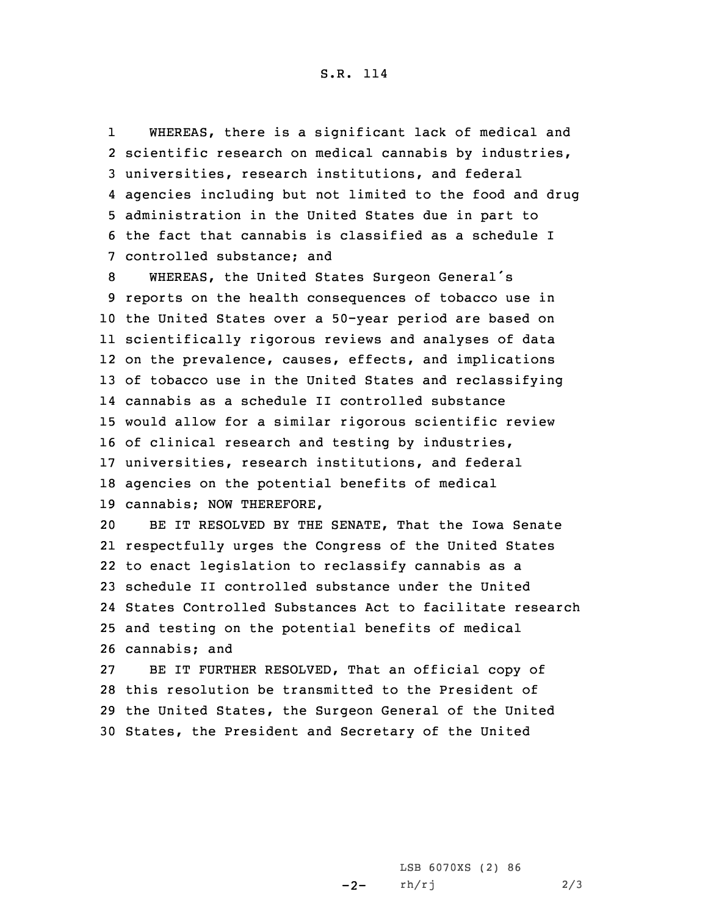WHEREAS, there is a significant lack of medical and scientific research on medical cannabis by industries, universities, research institutions, and federal agencies including but not limited to the food and drug administration in the United States due in part to the fact that cannabis is classified as a schedule I controlled substance; and

WHEREAS, the United States Surgeon General's reports on the health consequences of tobacco use in the United States over a 50-year period are based on scientifically rigorous reviews and analyses of data on the prevalence, causes, effects, and implications of tobacco use in the United States and reclassifying cannabis as a schedule II controlled substance would allow for a similar rigorous scientific review of clinical research and testing by industries, universities, research institutions, and federal agencies on the potential benefits of medical cannabis; NOW THEREFORE,

BE IT RESOLVED BY THE SENATE, That the Iowa Senate respectfully urges the Congress of the United States to enact legislation to reclassify cannabis as a schedule II controlled substance under the United States Controlled Substances Act to facilitate research and testing on the potential benefits of medical cannabis; and

BE IT FURTHER RESOLVED, That an official copy of this resolution be transmitted to the President of the United States, the Surgeon General of the United States, the President and Secretary of the United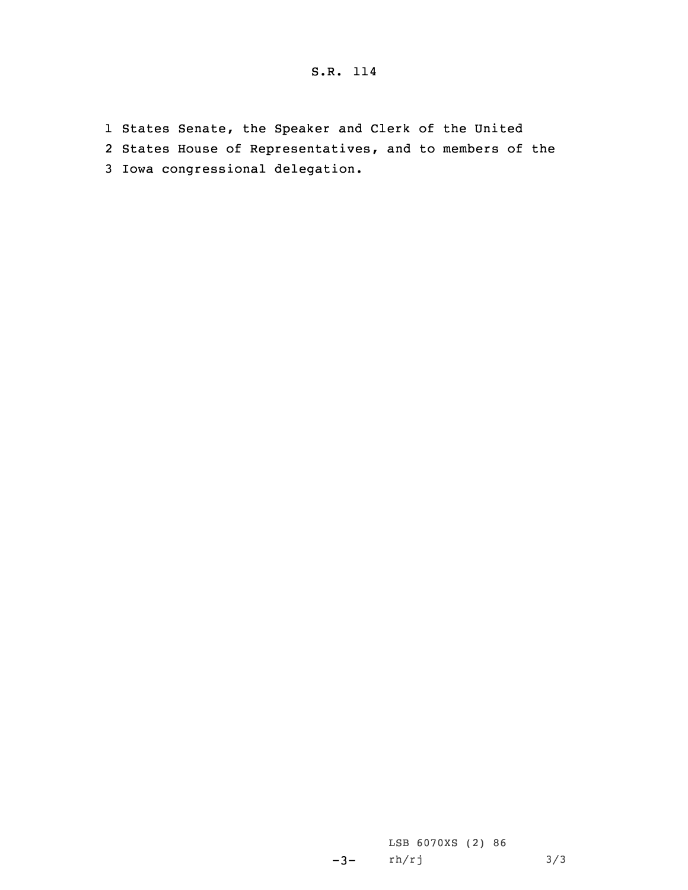States Senate, the Speaker and Clerk of the United States House of Representatives, and to members of the Iowa congressional delegation.